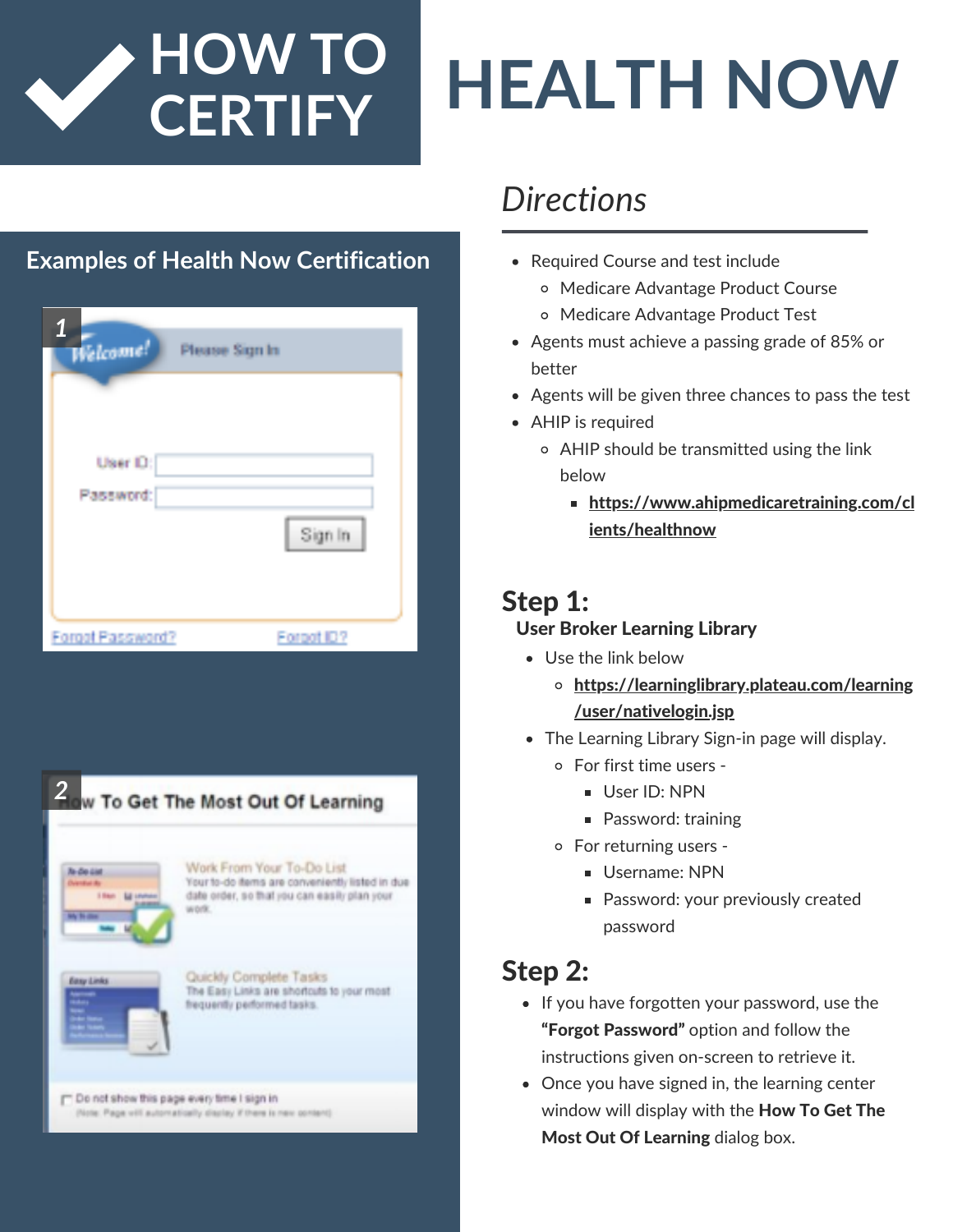# HOW TO CERTIFY

# HEALTH NOW

## Examples of Health Now Certification

1

2

## *Directions*

- Required Course and test include
  - Medicare Advantage Product Course
  - Medicare Advantage Product Test
- Agents must achieve a passing grade of 85% or better
- Agents will be given three chances to pass the test
- AHIP is required
  - AHIP should be transmitted using the link below
    - **https://www.ahipmedicaretraining.com/clients/healthnow**

## Step 1:

**User Broker Learning Library**

- Use the link below
  - **https://learninglibrary.plateau.com/learning/user/nativelogin.jsp**
- The Learning Library Sign-in page will display.
  - For first time users -
    - User ID: NPN
    - Password: training
  - For returning users -
    - Username: NPN
    - Password: your previously created password

## Step 2:

- If you have forgotten your password, use the **"Forgot Password"** option and follow the instructions given on-screen to retrieve it.
- Once you have signed in, the learning center window will display with the **How To Get The Most Out Of Learning** dialog box.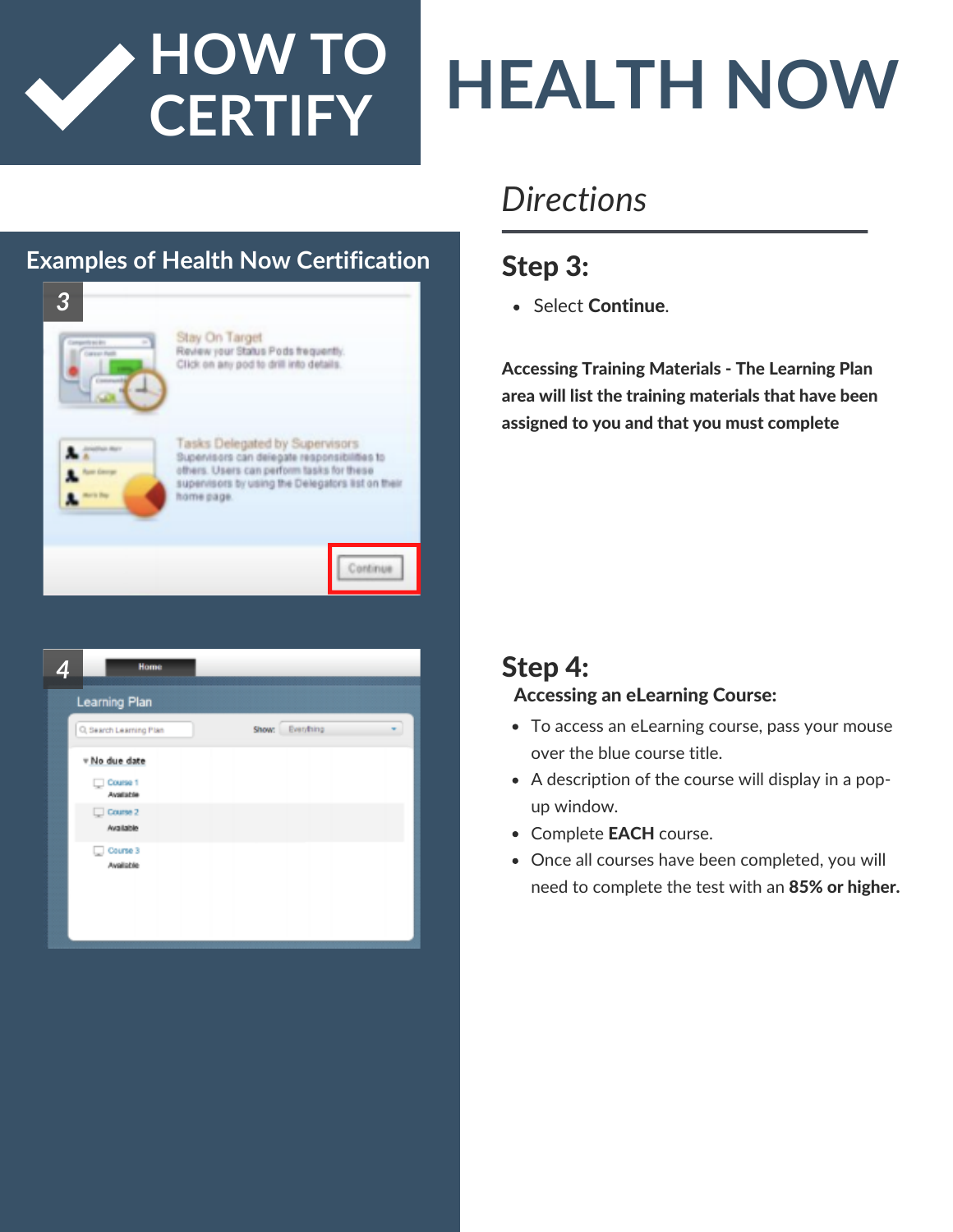# HOW TO CERTIFY

# HEALTH NOW

## Examples of Health Now Certification

## *Directions*

### Step 3:

- Select **Continue**.

**Accessing Training Materials - The Learning Plan area will list the training materials that have been assigned to you and that you must complete**

### Step 4:

**Accessing an eLearning Course:**

- To access an eLearning course, pass your mouse over the blue course title.
- A description of the course will display in a pop-up window.
- Complete **EACH** course.
- Once all courses have been completed, you will need to complete the test with an **85% or higher.**